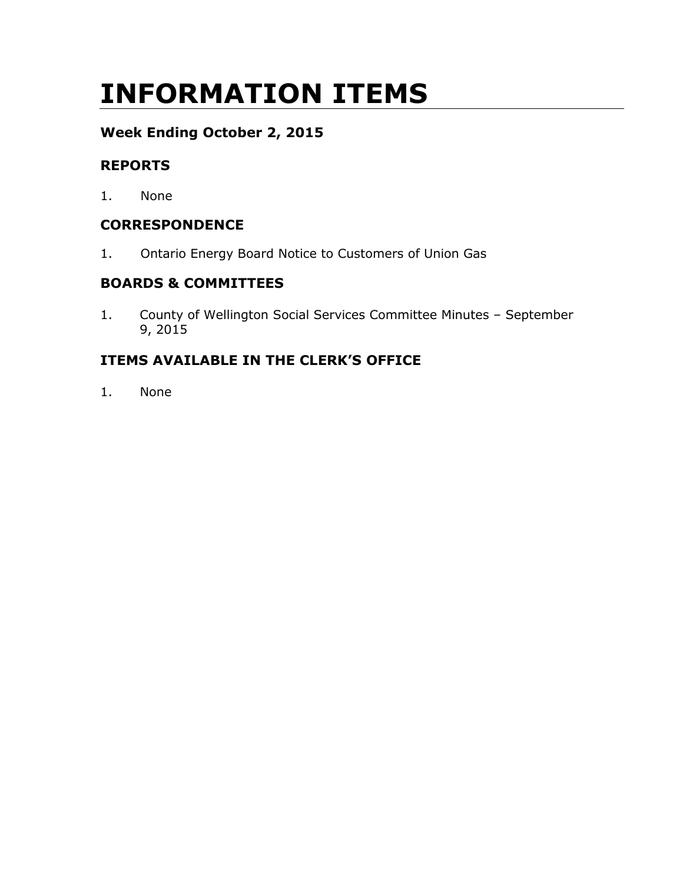# INFORMATION ITEMS

### Week Ending October 2, 2015

### REPORTS

1. None

### CORRESPONDENCE

1. Ontario Energy Board Notice to Customers of Union Gas

### BOARDS & COMMITTEES

1. County of Wellington Social Services Committee Minutes – September 9, 2015

### ITEMS AVAILABLE IN THE CLERK'S OFFICE

1. None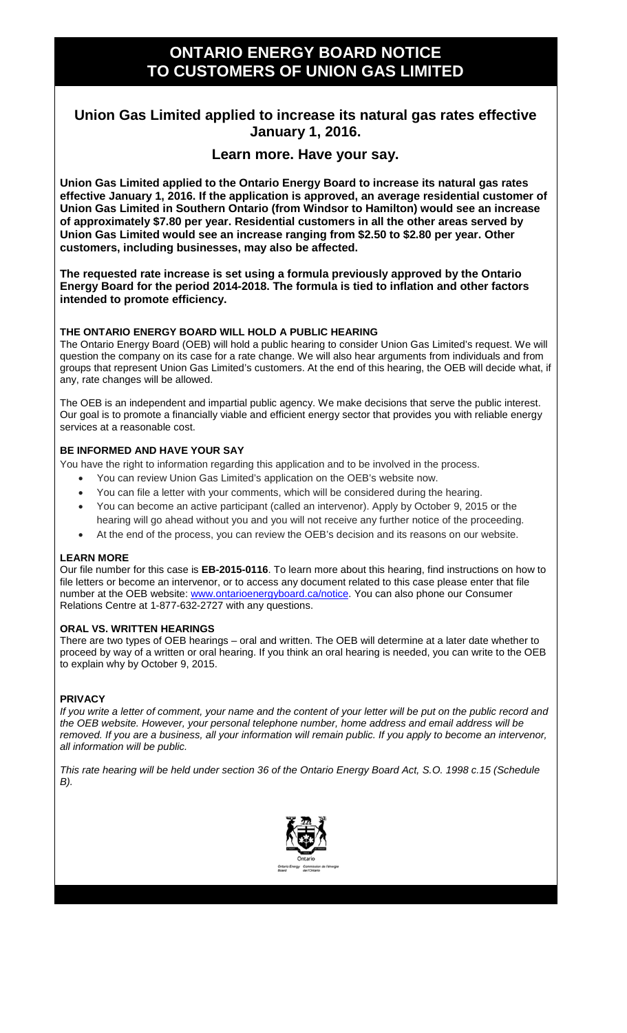# ONTARIO ENERGY BOARD NOTICE TO CUSTOMERS OF UNION GAS LIMITED

## Union Gas Limited applied to increase its natural gas rates effective January 1, 2016.

## Learn more. Have your say.

**Union Gas Limited applied to the Ontario Energy Board to increase its natural gas rates effective January 1, 2016. If the application is approved, an average residential customer of Union Gas Limited in Southern Ontario (from Windsor to Hamilton) would see an increase of approximately $7.80 per year. Residential customers in all the other areas served by Union Gas Limited would see an increase ranging from $2.50 to $2.80 per year. Other customers, including businesses, may also be affected.**

**The requested rate increase is set using a formula previously approved by the Ontario Energy Board for the period 2014-2018. The formula is tied to inflation and other factors intended to promote efficiency.**

### THE ONTARIO ENERGY BOARD WILL HOLD A PUBLIC HEARING

The Ontario Energy Board (OEB) will hold a public hearing to consider Union Gas Limited's request. We will question the company on its case for a rate change. We will also hear arguments from individuals and from groups that represent Union Gas Limited's customers. At the end of this hearing, the OEB will decide what, if any, rate changes will be allowed.

The OEB is an independent and impartial public agency. We make decisions that serve the public interest. Our goal is to promote a financially viable and efficient energy sector that provides you with reliable energy services at a reasonable cost.

### BE INFORMED AND HAVE YOUR SAY

You have the right to information regarding this application and to be involved in the process.

- You can review Union Gas Limited's application on the OEB's website now.
- You can file a letter with your comments, which will be considered during the hearing.
- You can become an active participant (called an intervenor). Apply by October 9, 2015 or the hearing will go ahead without you and you will not receive any further notice of the proceeding.
- At the end of the process, you can review the OEB's decision and its reasons on our website.

### LEARN MORE

Our file number for this case is **EB-2015-0116**. To learn more about this hearing, find instructions on how to file letters or become an intervenor, or to access any document related to this case please enter that file number at the OEB website: www.ontarioenergyboard.ca/notice. You can also phone our Consumer Relations Centre at 1-877-632-2727 with any questions.

### ORAL VS. WRITTEN HEARINGS

There are two types of OEB hearings – oral and written. The OEB will determine at a later date whether to proceed by way of a written or oral hearing. If you think an oral hearing is needed, you can write to the OEB to explain why by October 9, 2015.

### PRIVACY

*If you write a letter of comment, your name and the content of your letter will be put on the public record and the OEB website. However, your personal telephone number, home address and email address will be removed. If you are a business, all your information will remain public. If you apply to become an intervenor, all information will be public.*

*This rate hearing will be held under section 36 of the Ontario Energy Board Act, S.O. 1998 c.15 (Schedule B).*

Ontario

Ontario Energy Board Commission de l'énergie de l'Ontario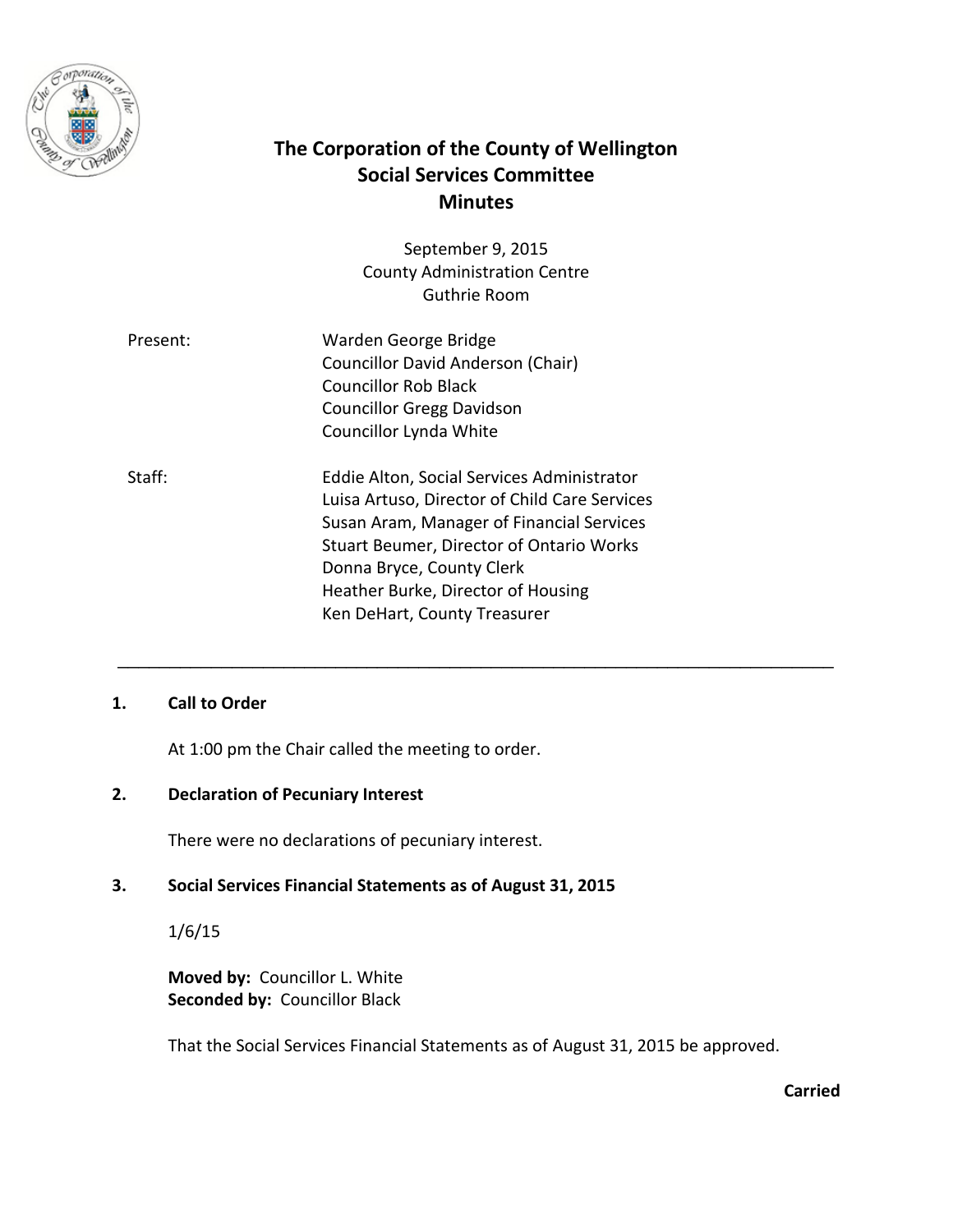# The Corporation of the County of Wellington
## Social Services Committee
## Minutes

September 9, 2015
County Administration Centre
Guthrie Room

| | |
|---|---|
| Present: | Warden George Bridge |
| | Councillor David Anderson (Chair) |
| | Councillor Rob Black |
| | Councillor Gregg Davidson |
| | Councillor Lynda White |
| Staff: | Eddie Alton, Social Services Administrator |
| | Luisa Artuso, Director of Child Care Services |
| | Susan Aram, Manager of Financial Services |
| | Stuart Beumer, Director of Ontario Works |
| | Donna Bryce, County Clerk |
| | Heather Burke, Director of Housing |
| | Ken DeHart, County Treasurer |

---

**1. Call to Order**

At 1:00 pm the Chair called the meeting to order.

**2. Declaration of Pecuniary Interest**

There were no declarations of pecuniary interest.

**3. Social Services Financial Statements as of August 31, 2015**

1/6/15

**Moved by:** Councillor L. White
**Seconded by:** Councillor Black

That the Social Services Financial Statements as of August 31, 2015 be approved.

**Carried**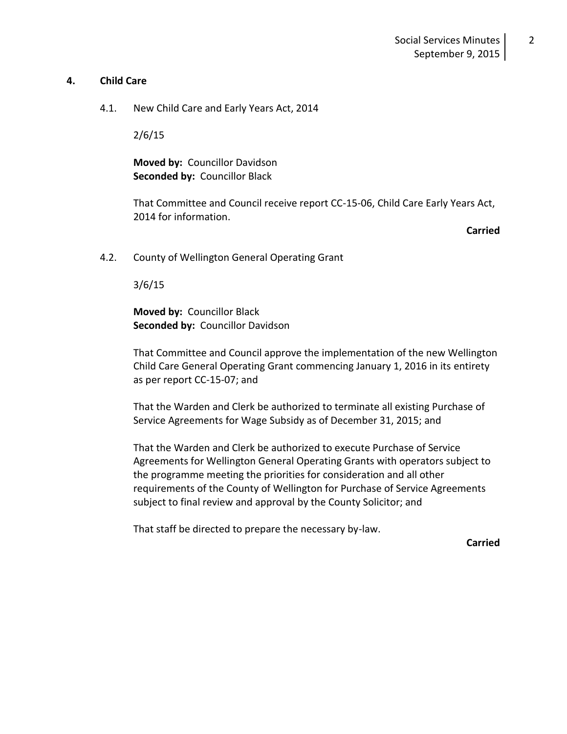## 4. Child Care

### 4.1. New Child Care and Early Years Act, 2014

2/6/15

**Moved by:** Councillor Davidson
**Seconded by:** Councillor Black

That Committee and Council receive report CC-15-06, Child Care Early Years Act, 2014 for information.

**Carried**

### 4.2. County of Wellington General Operating Grant

3/6/15

**Moved by:** Councillor Black
**Seconded by:** Councillor Davidson

That Committee and Council approve the implementation of the new Wellington Child Care General Operating Grant commencing January 1, 2016 in its entirety as per report CC-15-07; and

That the Warden and Clerk be authorized to terminate all existing Purchase of Service Agreements for Wage Subsidy as of December 31, 2015; and

That the Warden and Clerk be authorized to execute Purchase of Service Agreements for Wellington General Operating Grants with operators subject to the programme meeting the priorities for consideration and all other requirements of the County of Wellington for Purchase of Service Agreements subject to final review and approval by the County Solicitor; and

That staff be directed to prepare the necessary by-law.

**Carried**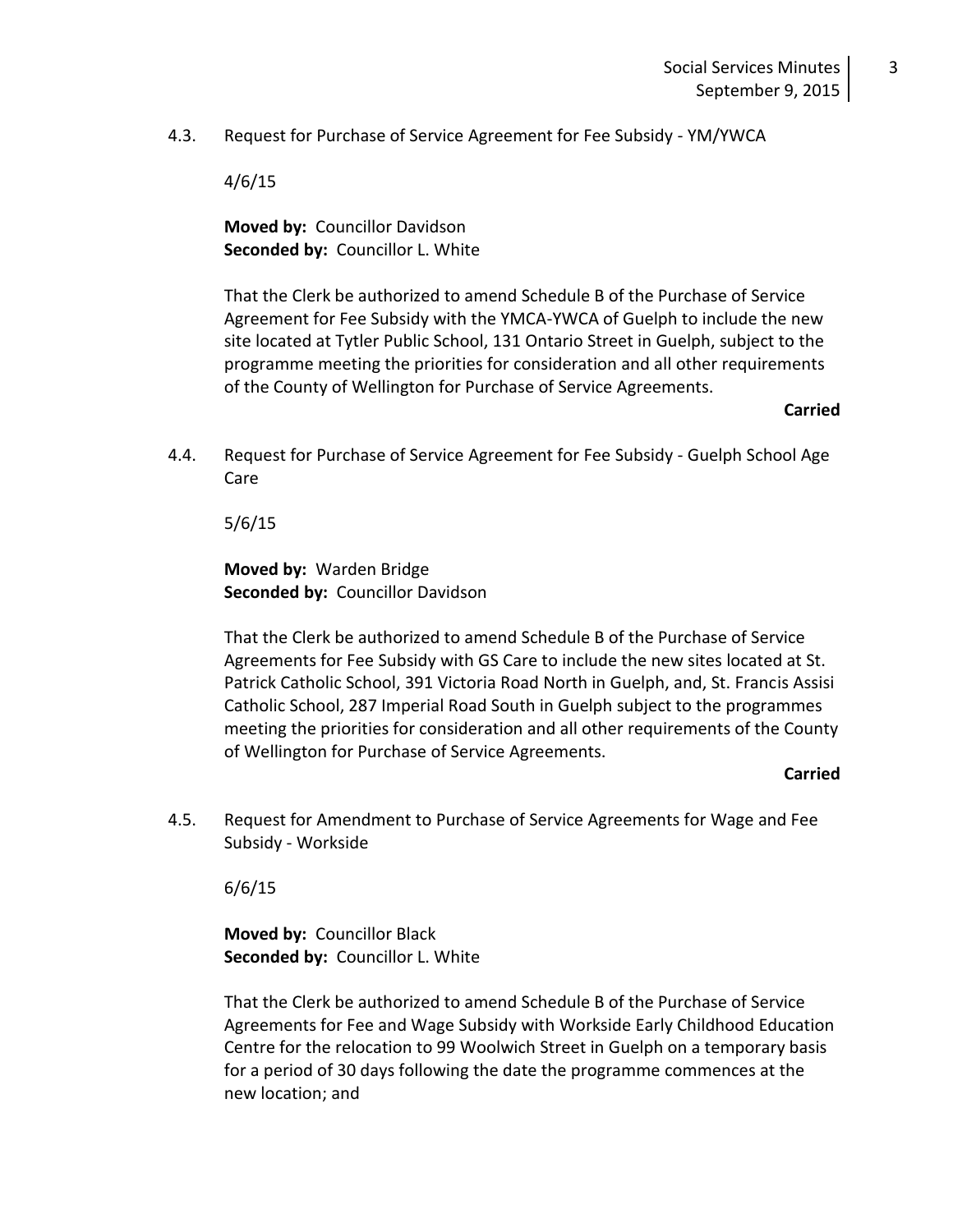4.3. Request for Purchase of Service Agreement for Fee Subsidy - YM/YWCA

4/6/15

**Moved by:** Councillor Davidson
**Seconded by:** Councillor L. White

That the Clerk be authorized to amend Schedule B of the Purchase of Service Agreement for Fee Subsidy with the YMCA-YWCA of Guelph to include the new site located at Tytler Public School, 131 Ontario Street in Guelph, subject to the programme meeting the priorities for consideration and all other requirements of the County of Wellington for Purchase of Service Agreements.

**Carried**

4.4. Request for Purchase of Service Agreement for Fee Subsidy - Guelph School Age Care

5/6/15

**Moved by:** Warden Bridge
**Seconded by:** Councillor Davidson

That the Clerk be authorized to amend Schedule B of the Purchase of Service Agreements for Fee Subsidy with GS Care to include the new sites located at St. Patrick Catholic School, 391 Victoria Road North in Guelph, and, St. Francis Assisi Catholic School, 287 Imperial Road South in Guelph subject to the programmes meeting the priorities for consideration and all other requirements of the County of Wellington for Purchase of Service Agreements.

**Carried**

4.5. Request for Amendment to Purchase of Service Agreements for Wage and Fee Subsidy - Workside

6/6/15

**Moved by:** Councillor Black
**Seconded by:** Councillor L. White

That the Clerk be authorized to amend Schedule B of the Purchase of Service Agreements for Fee and Wage Subsidy with Workside Early Childhood Education Centre for the relocation to 99 Woolwich Street in Guelph on a temporary basis for a period of 30 days following the date the programme commences at the new location; and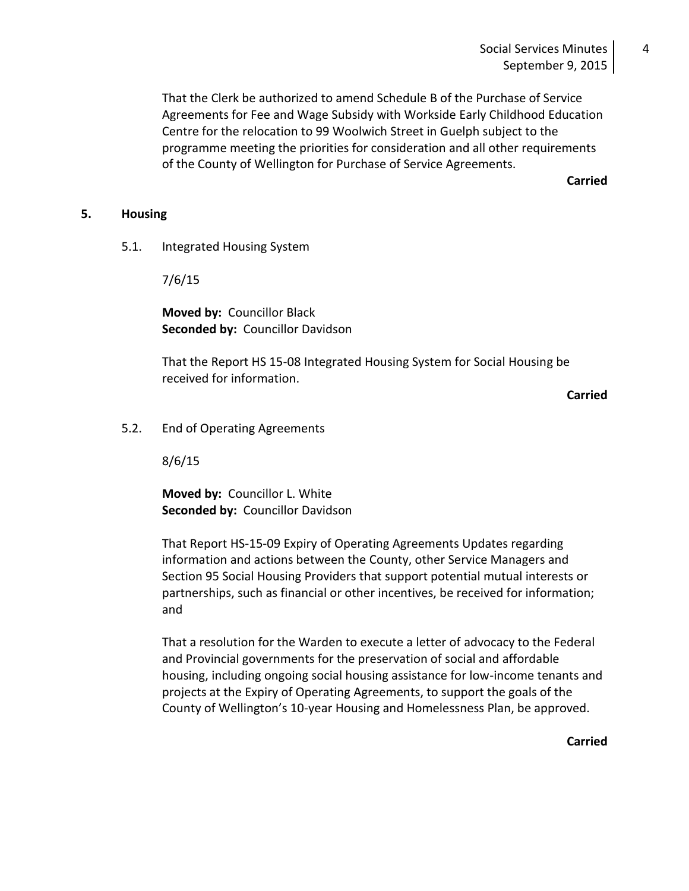That the Clerk be authorized to amend Schedule B of the Purchase of Service Agreements for Fee and Wage Subsidy with Workside Early Childhood Education Centre for the relocation to 99 Woolwich Street in Guelph subject to the programme meeting the priorities for consideration and all other requirements of the County of Wellington for Purchase of Service Agreements.

**Carried**

## 5. Housing

5.1. Integrated Housing System

7/6/15

**Moved by:** Councillor Black
**Seconded by:** Councillor Davidson

That the Report HS 15-08 Integrated Housing System for Social Housing be received for information.

**Carried**

5.2. End of Operating Agreements

8/6/15

**Moved by:** Councillor L. White
**Seconded by:** Councillor Davidson

That Report HS-15-09 Expiry of Operating Agreements Updates regarding information and actions between the County, other Service Managers and Section 95 Social Housing Providers that support potential mutual interests or partnerships, such as financial or other incentives, be received for information; and

That a resolution for the Warden to execute a letter of advocacy to the Federal and Provincial governments for the preservation of social and affordable housing, including ongoing social housing assistance for low-income tenants and projects at the Expiry of Operating Agreements, to support the goals of the County of Wellington's 10-year Housing and Homelessness Plan, be approved.

**Carried**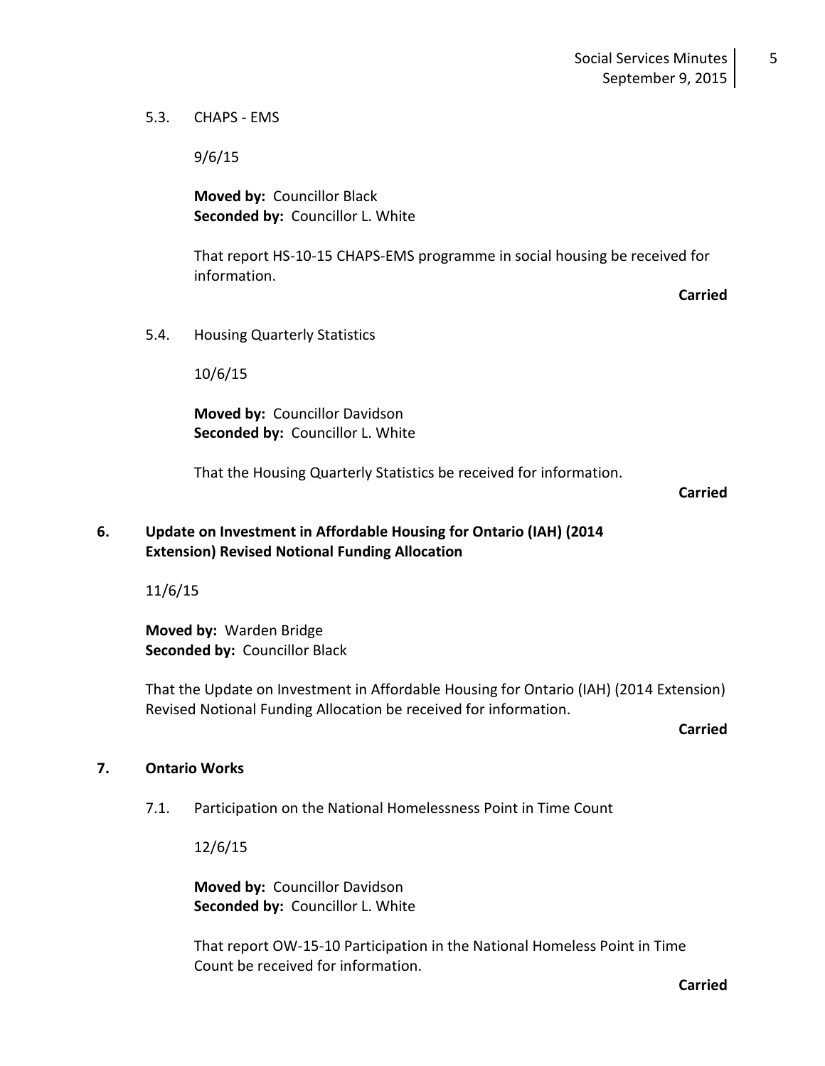5.3. CHAPS - EMS

9/6/15

**Moved by:** Councillor Black
**Seconded by:** Councillor L. White

That report HS-10-15 CHAPS-EMS programme in social housing be received for information.

**Carried**

5.4. Housing Quarterly Statistics

10/6/15

**Moved by:** Councillor Davidson
**Seconded by:** Councillor L. White

That the Housing Quarterly Statistics be received for information.

**Carried**

## 6. Update on Investment in Affordable Housing for Ontario (IAH) (2014 Extension) Revised Notional Funding Allocation

11/6/15

**Moved by:** Warden Bridge
**Seconded by:** Councillor Black

That the Update on Investment in Affordable Housing for Ontario (IAH) (2014 Extension) Revised Notional Funding Allocation be received for information.

**Carried**

## 7. Ontario Works

7.1. Participation on the National Homelessness Point in Time Count

12/6/15

**Moved by:** Councillor Davidson
**Seconded by:** Councillor L. White

That report OW-15-10 Participation in the National Homeless Point in Time Count be received for information.

**Carried**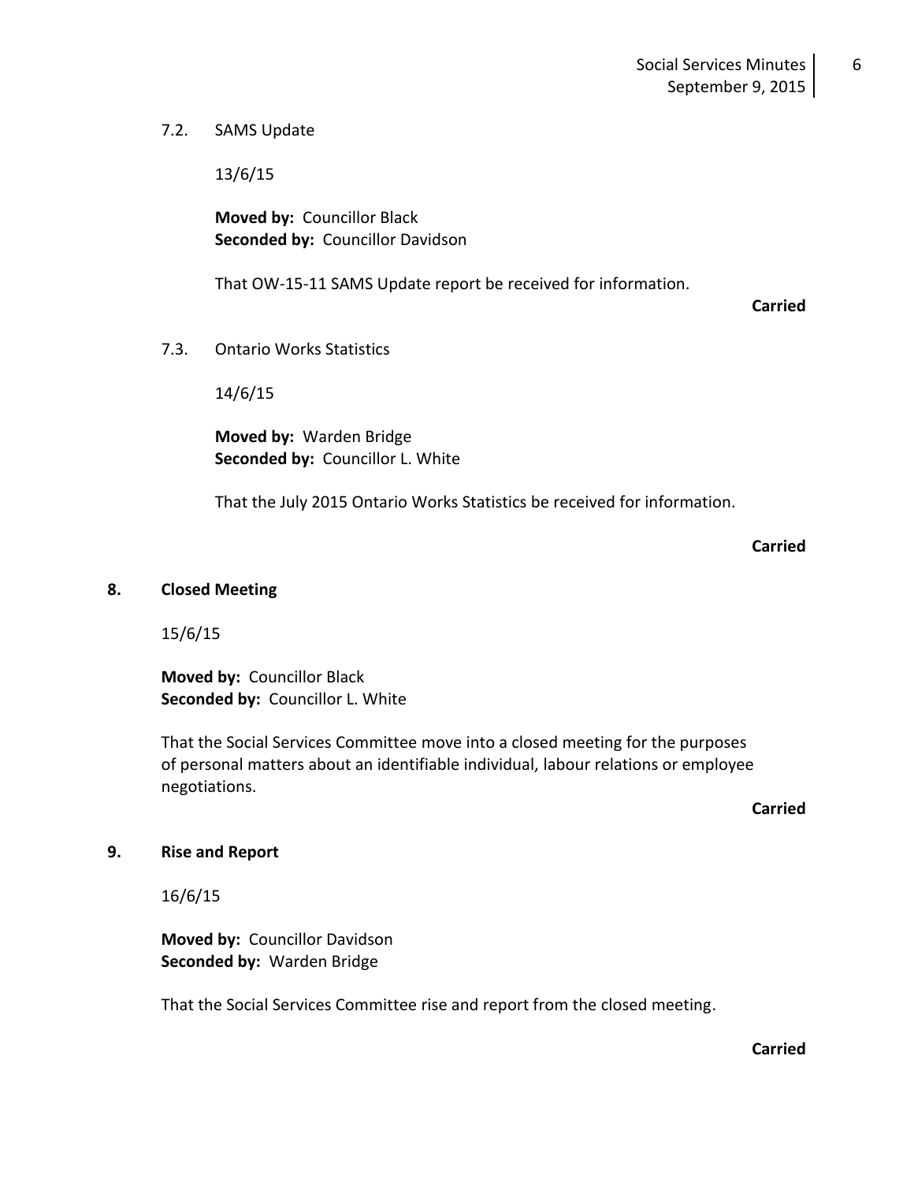### 7.2. SAMS Update

13/6/15

**Moved by:** Councillor Black
**Seconded by:** Councillor Davidson

That OW-15-11 SAMS Update report be received for information.

**Carried**

### 7.3. Ontario Works Statistics

14/6/15

**Moved by:** Warden Bridge
**Seconded by:** Councillor L. White

That the July 2015 Ontario Works Statistics be received for information.

**Carried**

## 8. Closed Meeting

15/6/15

**Moved by:** Councillor Black
**Seconded by:** Councillor L. White

That the Social Services Committee move into a closed meeting for the purposes of personal matters about an identifiable individual, labour relations or employee negotiations.

**Carried**

## 9. Rise and Report

16/6/15

**Moved by:** Councillor Davidson
**Seconded by:** Warden Bridge

That the Social Services Committee rise and report from the closed meeting.

**Carried**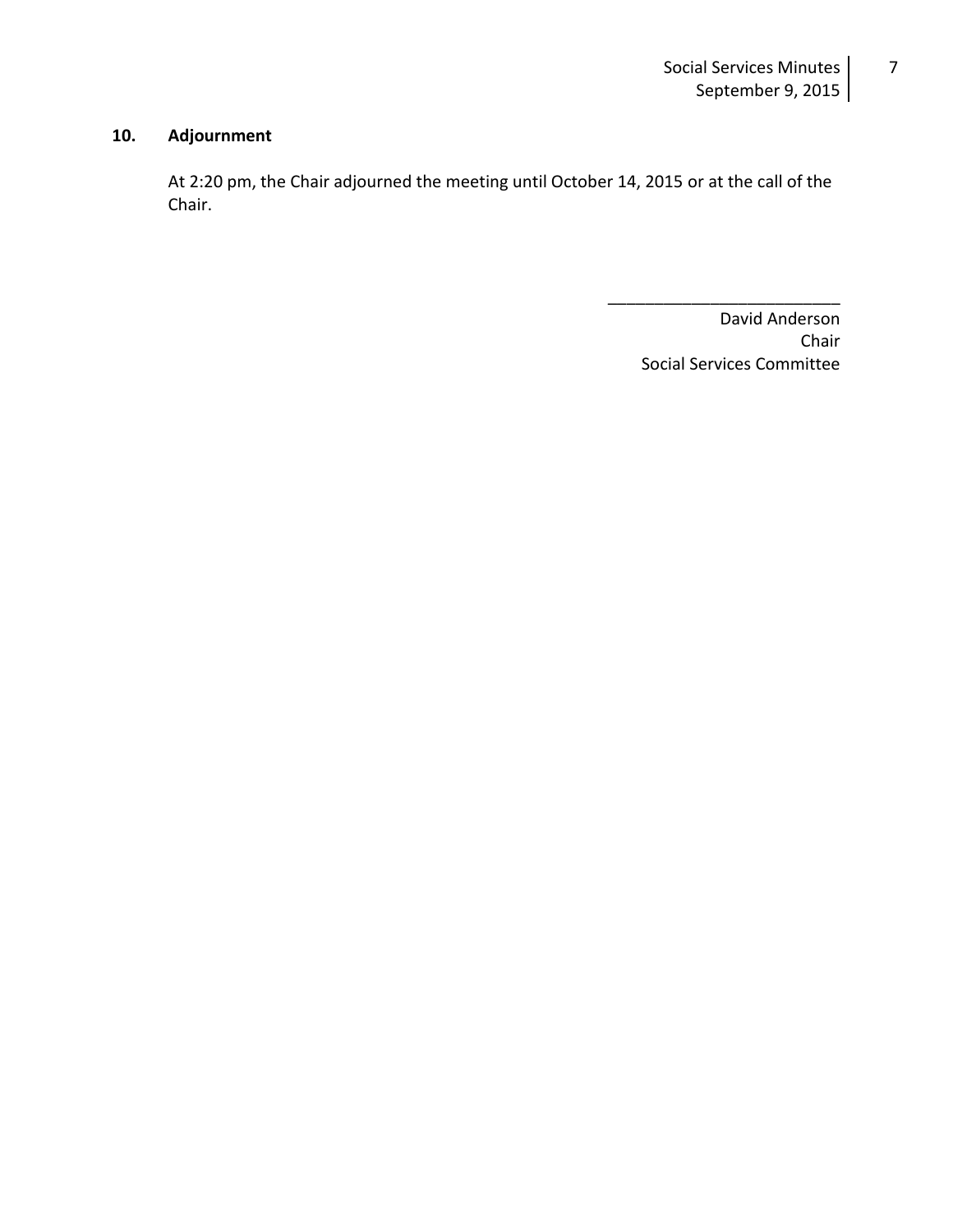## 10. Adjournment

At 2:20 pm, the Chair adjourned the meeting until October 14, 2015 or at the call of the Chair.

\_\_\_\_\_\_\_\_\_\_\_\_\_\_\_\_\_\_\_\_\_\_\_\_\_

David Anderson
Chair
Social Services Committee